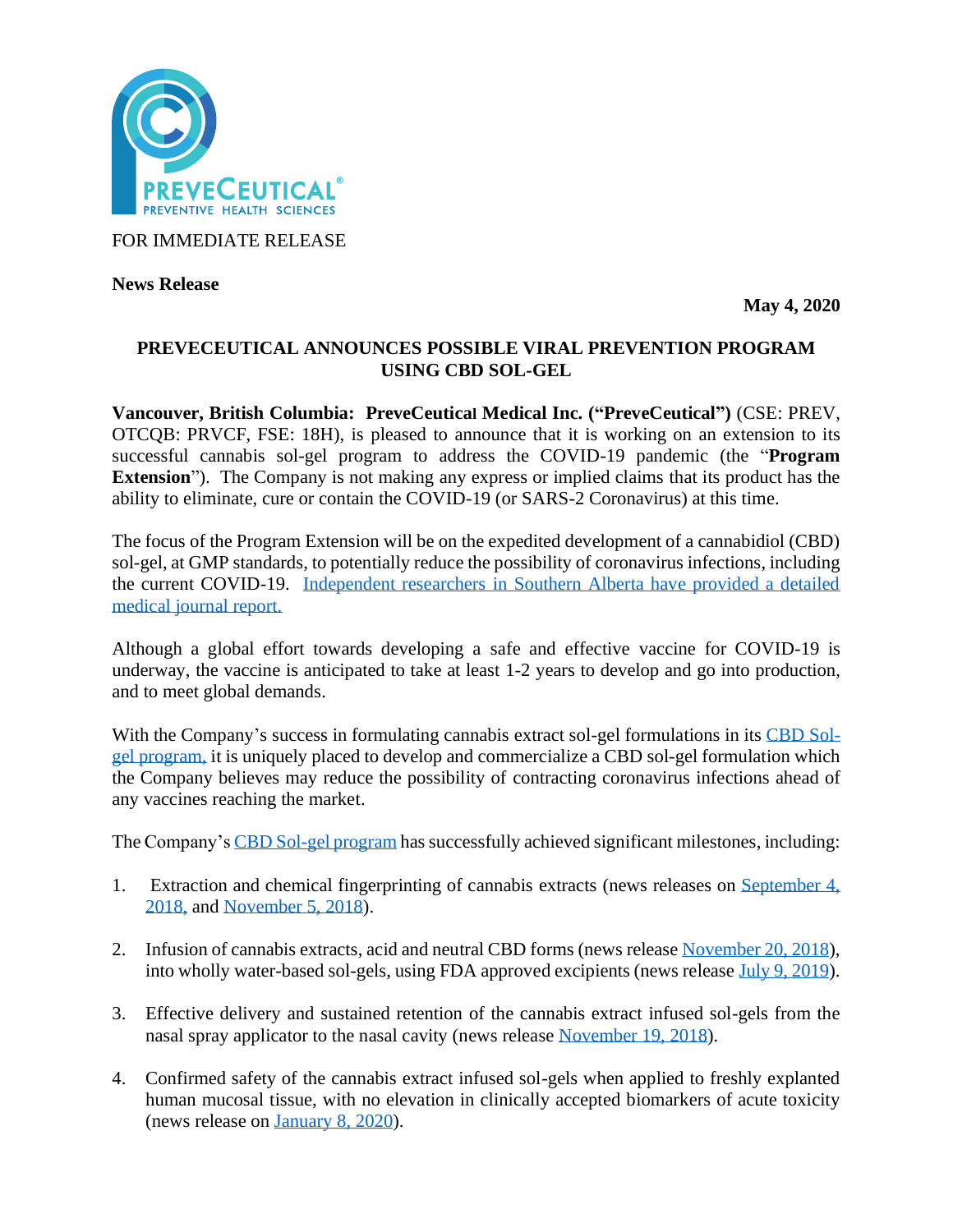FOR IMMEDIATE RELEASE

**News Release**

**May 4, 2020**

# PREVECEUTICAL ANNOUNCES POSSIBLE VIRAL PREVENTION PROGRAM USING CBD SOL-GEL

**Vancouver, British Columbia: PreveCeutical Medical Inc. ("PreveCeutical")** (CSE: PREV, OTCQB: PRVCF, FSE: 18H), is pleased to announce that it is working on an extension to its successful cannabis sol-gel program to address the COVID-19 pandemic (the "**Program Extension**"). The Company is not making any express or implied claims that its product has the ability to eliminate, cure or contain the COVID-19 (or SARS-2 Coronavirus) at this time.

The focus of the Program Extension will be on the expedited development of a cannabidiol (CBD) sol-gel, at GMP standards, to potentially reduce the possibility of coronavirus infections, including the current COVID-19. Independent researchers in Southern Alberta have provided a detailed medical journal report.

Although a global effort towards developing a safe and effective vaccine for COVID-19 is underway, the vaccine is anticipated to take at least 1-2 years to develop and go into production, and to meet global demands.

With the Company's success in formulating cannabis extract sol-gel formulations in its CBD Sol-gel program, it is uniquely placed to develop and commercialize a CBD sol-gel formulation which the Company believes may reduce the possibility of contracting coronavirus infections ahead of any vaccines reaching the market.

The Company's CBD Sol-gel program has successfully achieved significant milestones, including:

1. Extraction and chemical fingerprinting of cannabis extracts (news releases on September 4, 2018, and November 5, 2018).

2. Infusion of cannabis extracts, acid and neutral CBD forms (news release November 20, 2018), into wholly water-based sol-gels, using FDA approved excipients (news release July 9, 2019).

3. Effective delivery and sustained retention of the cannabis extract infused sol-gels from the nasal spray applicator to the nasal cavity (news release November 19, 2018).

4. Confirmed safety of the cannabis extract infused sol-gels when applied to freshly explanted human mucosal tissue, with no elevation in clinically accepted biomarkers of acute toxicity (news release on January 8, 2020).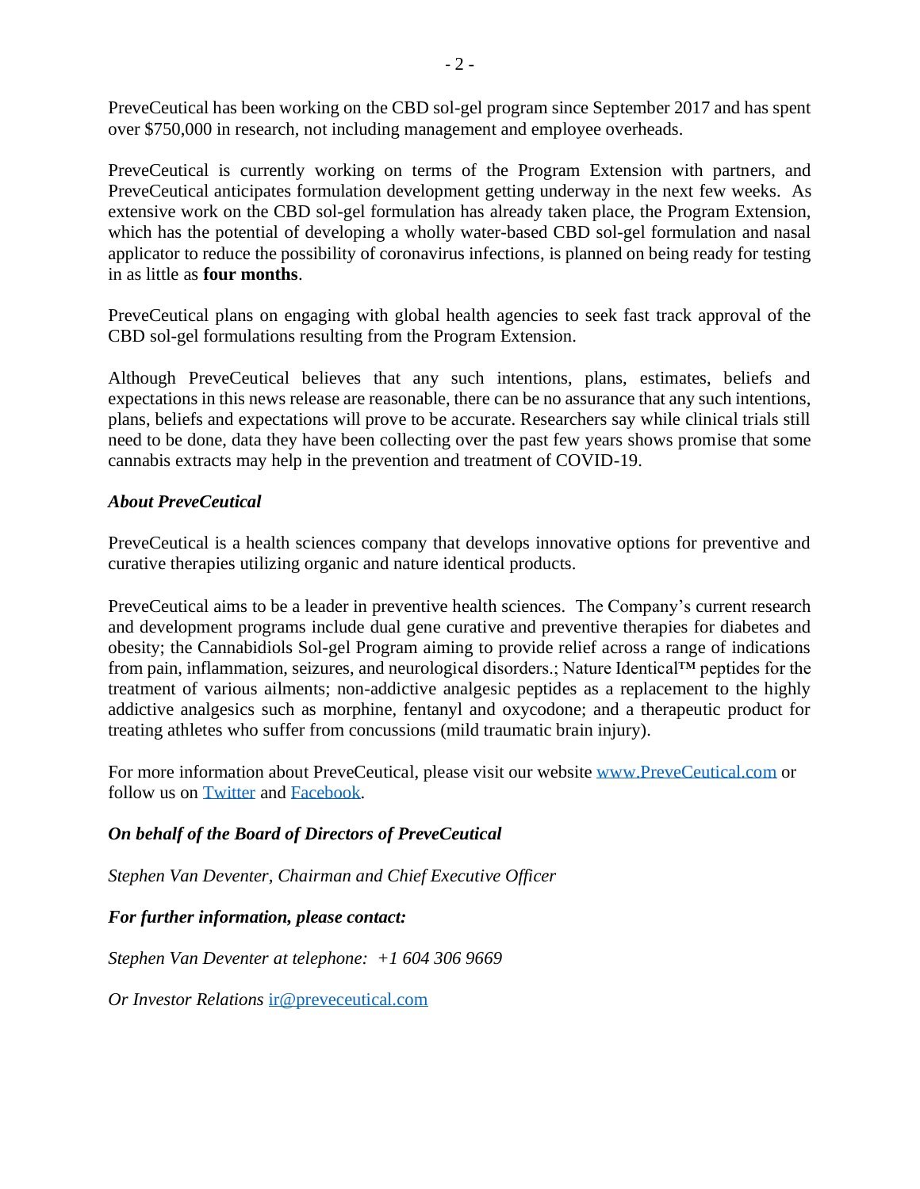PreveCeutical has been working on the CBD sol-gel program since September 2017 and has spent over $750,000 in research, not including management and employee overheads.

PreveCeutical is currently working on terms of the Program Extension with partners, and PreveCeutical anticipates formulation development getting underway in the next few weeks. As extensive work on the CBD sol-gel formulation has already taken place, the Program Extension, which has the potential of developing a wholly water-based CBD sol-gel formulation and nasal applicator to reduce the possibility of coronavirus infections, is planned on being ready for testing in as little as **four months**.

PreveCeutical plans on engaging with global health agencies to seek fast track approval of the CBD sol-gel formulations resulting from the Program Extension.

Although PreveCeutical believes that any such intentions, plans, estimates, beliefs and expectations in this news release are reasonable, there can be no assurance that any such intentions, plans, beliefs and expectations will prove to be accurate. Researchers say while clinical trials still need to be done, data they have been collecting over the past few years shows promise that some cannabis extracts may help in the prevention and treatment of COVID-19.

***About PreveCeutical***

PreveCeutical is a health sciences company that develops innovative options for preventive and curative therapies utilizing organic and nature identical products.

PreveCeutical aims to be a leader in preventive health sciences. The Company's current research and development programs include dual gene curative and preventive therapies for diabetes and obesity; the Cannabidiols Sol-gel Program aiming to provide relief across a range of indications from pain, inflammation, seizures, and neurological disorders.; Nature Identical™ peptides for the treatment of various ailments; non-addictive analgesic peptides as a replacement to the highly addictive analgesics such as morphine, fentanyl and oxycodone; and a therapeutic product for treating athletes who suffer from concussions (mild traumatic brain injury).

For more information about PreveCeutical, please visit our website [www.PreveCeutical.com](http://www.PreveCeutical.com) or follow us on Twitter and Facebook.

***On behalf of the Board of Directors of PreveCeutical***

*Stephen Van Deventer, Chairman and Chief Executive Officer*

***For further information, please contact:***

*Stephen Van Deventer at telephone: +1 604 306 9669*

*Or Investor Relations* [ir@preveceutical.com](mailto:ir@preveceutical.com)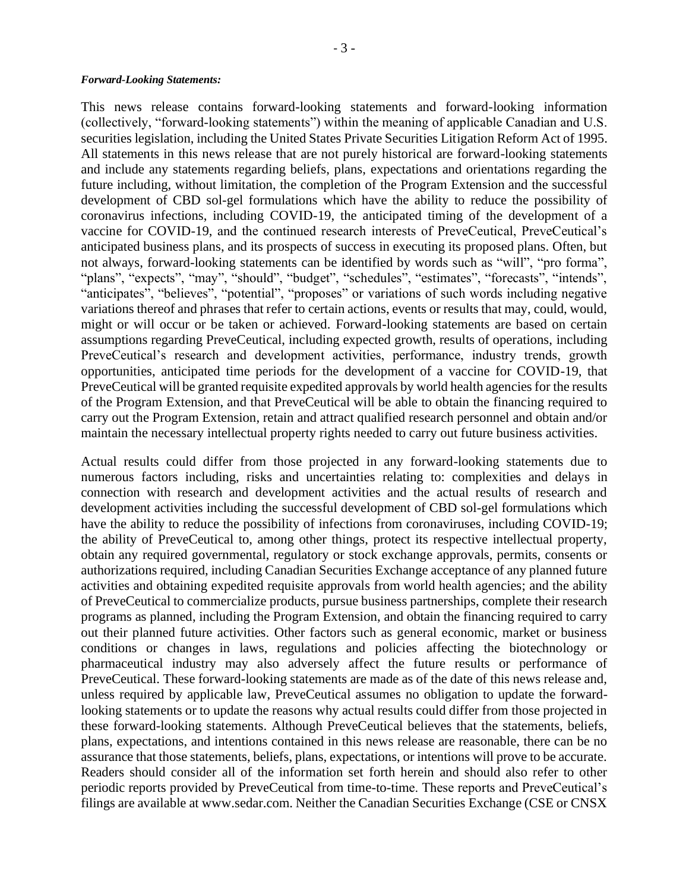***Forward-Looking Statements:***

This news release contains forward-looking statements and forward-looking information (collectively, "forward-looking statements") within the meaning of applicable Canadian and U.S. securities legislation, including the United States Private Securities Litigation Reform Act of 1995. All statements in this news release that are not purely historical are forward-looking statements and include any statements regarding beliefs, plans, expectations and orientations regarding the future including, without limitation, the completion of the Program Extension and the successful development of CBD sol-gel formulations which have the ability to reduce the possibility of coronavirus infections, including COVID-19, the anticipated timing of the development of a vaccine for COVID-19, and the continued research interests of PreveCeutical, PreveCeutical's anticipated business plans, and its prospects of success in executing its proposed plans. Often, but not always, forward-looking statements can be identified by words such as "will", "pro forma", "plans", "expects", "may", "should", "budget", "schedules", "estimates", "forecasts", "intends", "anticipates", "believes", "potential", "proposes" or variations of such words including negative variations thereof and phrases that refer to certain actions, events or results that may, could, would, might or will occur or be taken or achieved. Forward-looking statements are based on certain assumptions regarding PreveCeutical, including expected growth, results of operations, including PreveCeutical's research and development activities, performance, industry trends, growth opportunities, anticipated time periods for the development of a vaccine for COVID-19, that PreveCeutical will be granted requisite expedited approvals by world health agencies for the results of the Program Extension, and that PreveCeutical will be able to obtain the financing required to carry out the Program Extension, retain and attract qualified research personnel and obtain and/or maintain the necessary intellectual property rights needed to carry out future business activities.

Actual results could differ from those projected in any forward-looking statements due to numerous factors including, risks and uncertainties relating to: complexities and delays in connection with research and development activities and the actual results of research and development activities including the successful development of CBD sol-gel formulations which have the ability to reduce the possibility of infections from coronaviruses, including COVID-19; the ability of PreveCeutical to, among other things, protect its respective intellectual property, obtain any required governmental, regulatory or stock exchange approvals, permits, consents or authorizations required, including Canadian Securities Exchange acceptance of any planned future activities and obtaining expedited requisite approvals from world health agencies; and the ability of PreveCeutical to commercialize products, pursue business partnerships, complete their research programs as planned, including the Program Extension, and obtain the financing required to carry out their planned future activities. Other factors such as general economic, market or business conditions or changes in laws, regulations and policies affecting the biotechnology or pharmaceutical industry may also adversely affect the future results or performance of PreveCeutical. These forward-looking statements are made as of the date of this news release and, unless required by applicable law, PreveCeutical assumes no obligation to update the forward-looking statements or to update the reasons why actual results could differ from those projected in these forward-looking statements. Although PreveCeutical believes that the statements, beliefs, plans, expectations, and intentions contained in this news release are reasonable, there can be no assurance that those statements, beliefs, plans, expectations, or intentions will prove to be accurate. Readers should consider all of the information set forth herein and should also refer to other periodic reports provided by PreveCeutical from time-to-time. These reports and PreveCeutical's filings are available at www.sedar.com. Neither the Canadian Securities Exchange (CSE or CNSX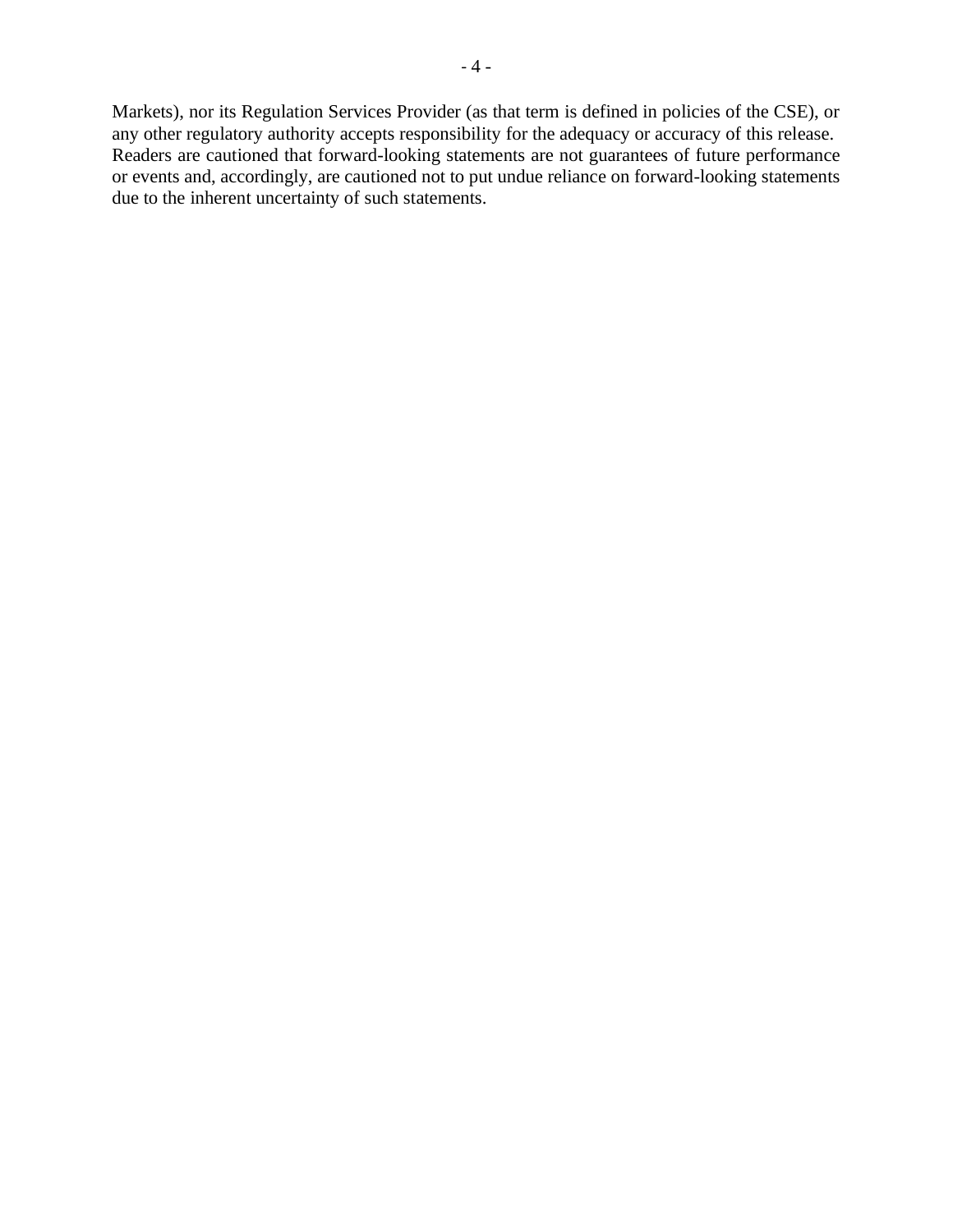Markets), nor its Regulation Services Provider (as that term is defined in policies of the CSE), or any other regulatory authority accepts responsibility for the adequacy or accuracy of this release. Readers are cautioned that forward-looking statements are not guarantees of future performance or events and, accordingly, are cautioned not to put undue reliance on forward-looking statements due to the inherent uncertainty of such statements.